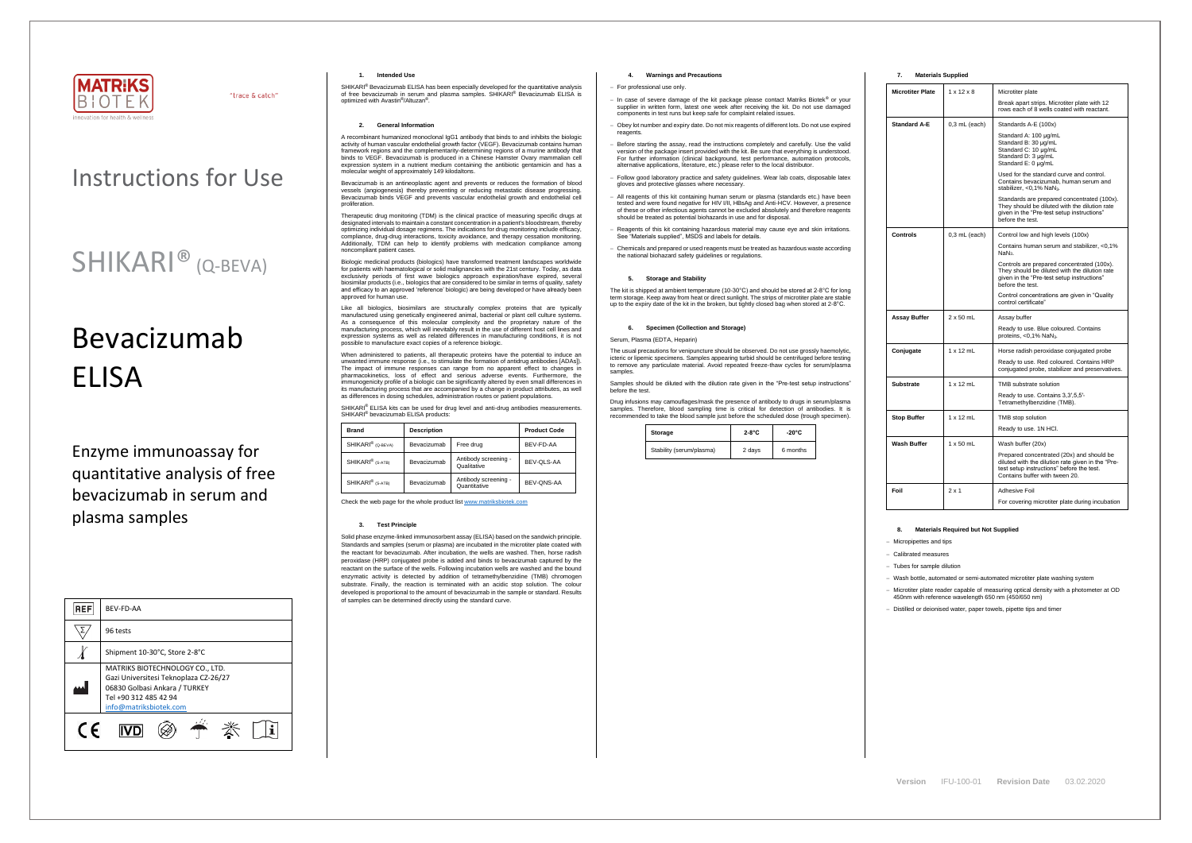MATRIKS BIOTEK

"trace & catch"

innovation for health & wellness

# Instructions for Use

# SHIKARI® (Q-BEVA)

# Bevacizumab ELISA

## Enzyme immunoassay for quantitative analysis of free bevacizumab in serum and plasma samples

| | |
|---|---|
| REF | BEV-FD-AA |
| Σ | 96 tests |
| 🌡 | Shipment 10-30°C, Store 2-8°C |
| 🏭 | MATRIKS BIOTECHNOLOGY CO., LTD. Gazi Universitesi Teknoplaza CZ-26/27 06830 Golbasi Ankara / TURKEY Tel +90 312 485 42 94 info@matriksbiotek.com |

CE IVD

### 1. Intended Use

SHIKARI® Bevacizumab ELISA has been especially developed for the quantitative analysis of free bevacizumab in serum and plasma samples. SHIKARI® Bevacizumab ELISA is optimized with Avastin®/Altuzan®.

### 2. General Information

A recombinant humanized monoclonal IgG1 antibody that binds to and inhibits the biologic activity of human vascular endothelial growth factor (VEGF). Bevacizumab contains human framework regions and the complementarity-determining regions of a murine antibody that binds to VEGF. Bevacizumab is produced in a Chinese Hamster Ovary mammalian cell expression system in a nutrient medium containing the antibiotic gentamicin and has a molecular weight of approximately 149 kilodaltons.

Bevacizumab is an antineoplastic agent and prevents or reduces the formation of blood vessels (angiogenesis) thereby preventing or reducing metastatic disease progressing. Bevacizumab binds VEGF and prevents vascular endothelial growth and endothelial cell proliferation.

Therapeutic drug monitoring (TDM) is the clinical practice of measuring specific drugs at designated intervals to maintain a constant concentration in a patient's bloodstream, thereby optimizing individual dosage regimens. The indications for drug monitoring include efficacy, compliance, drug-drug interactions, toxicity avoidance, and therapy cessation monitoring. Additionally, TDM can help to identify problems with medication compliance among noncompliant patient cases.

Biologic medicinal products (biologics) have transformed treatment landscapes worldwide for patients with haematological or solid malignancies with the 21st century. Today, as data exclusivity periods of first wave biologics approach expiration/have expired, several biosimilar products (i.e., biologics that are considered to be similar in terms of quality, safety and efficacy to an approved 'reference' biologic) are being developed or have already been approved for human use.

Like all biologics, biosimilars are structurally complex proteins that are typically manufactured using genetically engineered animal, bacterial or plant cell culture systems. As a consequence of this molecular complexity and the proprietary nature of the manufacturing process, which will inevitably result in the use of different host cell lines and expression systems as well as related differences in manufacturing conditions, it is not possible to manufacture exact copies of a reference biologic.

When administered to patients, all therapeutic proteins have the potential to induce an unwanted immune response (i.e., to stimulate the formation of antidrug antibodies [ADAs]). The impact of immune responses can range from no apparent effect to changes in pharmacokinetics, loss of effect and serious adverse events. Furthermore, the immunogenicity profile of a biologic can be significantly altered by even small differences in its manufacturing process that are accompanied by a change in product attributes, as well as differences in dosing schedules, administration routes or patient populations.

SHIKARI® ELISA kits can be used for drug level and anti-drug antibodies measurements. SHIKARI® bevacizumab ELISA products:

| Brand | Description | | Product Code |
|---|---|---|---|
| SHIKARI® (Q-BEVA) | Bevacizumab | Free drug | BEV-FD-AA |
| SHIKARI® (S-ATB) | Bevacizumab | Antibody screening - Qualitative | BEV-QLS-AA |
| SHIKARI® (S-ATB) | Bevacizumab | Antibody screening - Quantitative | BEV-QNS-AA |

Check the web page for the whole product list www.matriksbiotek.com

### 3. Test Principle

Solid phase enzyme-linked immunosorbent assay (ELISA) based on the sandwich principle. Standards and samples (serum or plasma) are incubated in the microtiter plate coated with the reactant for bevacizumab. After incubation, the wells are washed. Then, horse radish peroxidase (HRP) conjugated probe is added and binds to bevacizumab captured by the reactant on the surface of the wells. Following incubation wells are washed and the bound enzymatic activity is detected by addition of tetramethylbenzidine (TMB) chromogen substrate. Finally, the reaction is terminated with an acidic stop solution. The colour developed is proportional to the amount of bevacizumab in the sample or standard. Results of samples can be determined directly using the standard curve.

### 4. Warnings and Precautions

- For professional use only.
- In case of severe damage of the kit package please contact Matriks Biotek® or your supplier in written form, latest one week after receiving the kit. Do not use damaged components in test runs but keep safe for complaint related issues.
- Obey lot number and expiry date. Do not mix reagents of different lots. Do not use expired reagents.
- Before starting the assay, read the instructions completely and carefully. Use the valid version of the package insert provided with the kit. Be sure that everything is understood. For further information (clinical background, test performance, automation protocols, alternative applications, literature, etc.) please refer to the local distributor.
- Follow good laboratory practice and safety guidelines. Wear lab coats, disposable latex gloves and protective glasses where necessary.
- All reagents of this kit containing human serum or plasma (standards etc.) have been tested and were found negative for HIV I/II, HBsAg and Anti-HCV. However, a presence of these or other infectious agents cannot be excluded absolutely and therefore reagents should be treated as potential biohazards in use and for disposal.
- Reagents of this kit containing hazardous material may cause eye and skin irritations. See "Materials supplied", MSDS and labels for details.
- Chemicals and prepared or used reagents must be treated as hazardous waste according the national biohazard safety guidelines or regulations.

### 5. Storage and Stability

The kit is shipped at ambient temperature (10-30°C) and should be stored at 2-8°C for long term storage. Keep away from heat or direct sunlight. The strips of microtiter plate are stable up to the expiry date of the kit in the broken, but tightly closed bag when stored at 2-8°C.

### 6. Specimen (Collection and Storage)

Serum, Plasma (EDTA, Heparin)

The usual precautions for venipuncture should be observed. Do not use grossly haemolytic, icteric or lipemic specimens. Samples appearing turbid should be centrifuged before testing to remove any particulate material. Avoid repeated freeze-thaw cycles for serum/plasma samples.

Samples should be diluted with the dilution rate given in the "Pre-test setup instructions" before the test.

Drug infusions may camouflages/mask the presence of antibody to drugs in serum/plasma samples. Therefore, blood sampling time is critical for detection of antibodies. It is recommended to take the blood sample just before the scheduled dose (trough specimen).

| Storage | 2-8°C | -20°C |
|---|---|---|
| Stability (serum/plasma) | 2 days | 6 months |

### 7. Materials Supplied

| | | |
|---|---|---|
| **Microtiter Plate** | 1 x 12 x 8 | Microtiter plate<br>Break apart strips. Microtiter plate with 12 rows each of 8 wells coated with reactant. |
| **Standard A-E** | 0,3 mL (each) | Standards A-E (100x)<br>Standard A: 100 µg/mL<br>Standard B: 30 µg/mL<br>Standard C: 10 µg/mL<br>Standard D: 3 µg/mL<br>Standard E: 0 µg/mL<br>Used for the standard curve and control. Contains bevacizumab, human serum and stabilizer, <0,1% $NaN_3$.<br>Standards are prepared concentrated (100x). They should be diluted with the dilution rate given in the "Pre-test setup instructions" before the test. |
| **Controls** | 0,3 mL (each) | Control low and high levels (100x)<br>Contains human serum and stabilizer, <0,1% $NaN_3$.<br>Controls are prepared concentrated (100x). They should be diluted with the dilution rate given in the "Pre-test setup instructions" before the test.<br>Control concentrations are given in "Quality control certificate" |
| **Assay Buffer** | 2 x 50 mL | Assay buffer<br>Ready to use. Blue coloured. Contains proteins, <0,1% $NaN_3$. |
| **Conjugate** | 1 x 12 mL | Horse radish peroxidase conjugated probe<br>Ready to use. Red coloured. Contains HRP conjugated probe, stabilizer and preservatives. |
| **Substrate** | 1 x 12 mL | TMB substrate solution<br>Ready to use. Contains 3,3',5,5'-Tetramethylbenzidine (TMB). |
| **Stop Buffer** | 1 x 12 mL | TMB stop solution<br>Ready to use. 1N HCl. |
| **Wash Buffer** | 1 x 50 mL | Wash buffer (20x)<br>Prepared concentrated (20x) and should be diluted with the dilution rate given in the "Pre-test setup instructions" before the test. Contains buffer with tween 20. |
| **Foil** | 2 x 1 | Adhesive Foil<br>For covering microtiter plate during incubation |

### 8. Materials Required but Not Supplied

- Micropipettes and tips
- Calibrated measures
- Tubes for sample dilution
- Wash bottle, automated or semi-automated microtiter plate washing system
- Microtiter plate reader capable of measuring optical density with a photometer at OD 450nm with reference wavelength 650 nm (450/650 nm)
- Distilled or deionised water, paper towels, pipette tips and timer

Version IFU-100-01 Revision Date 03.02.2020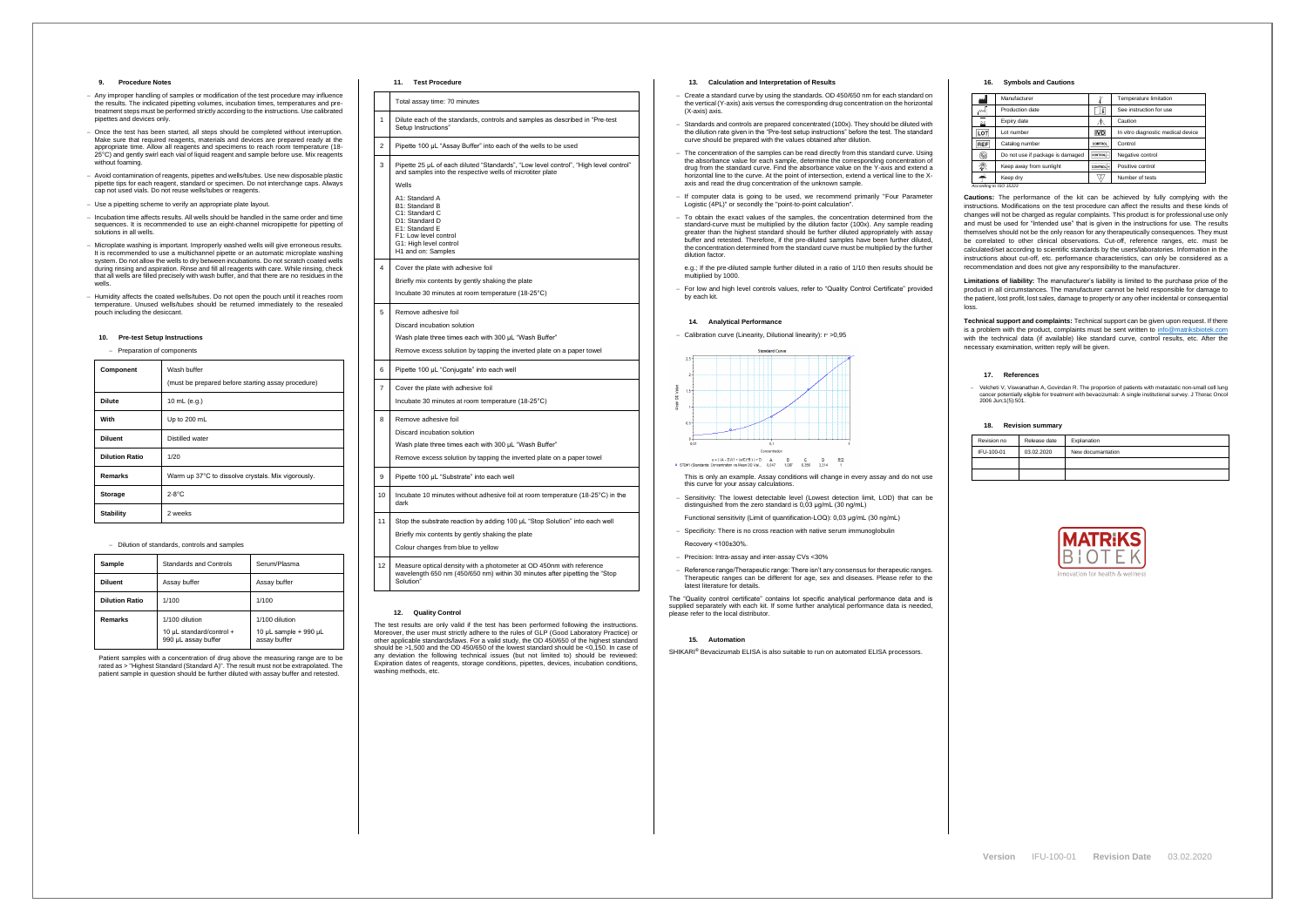## 9. Procedure Notes

- Any improper handling of samples or modification of the test procedure may influence the results. The indicated pipetting volumes, incubation times, temperatures and pre-treatment steps must be performed strictly according to the instructions. Use calibrated pipettes and devices only.
- Once the test has been started, all steps should be completed without interruption. Make sure that required reagents, materials and devices are prepared ready at the appropriate time. Allow all reagents and specimens to reach room temperature (18-25°C) and gently swirl each vial of liquid reagent and sample before use. Mix reagents without foaming.
- Avoid contamination of reagents, pipettes and wells/tubes. Use new disposable plastic pipette tips for each reagent, standard or specimen. Do not interchange caps. Always cap not used vials. Do not reuse wells/tubes or reagents.
- Use a pipetting scheme to verify an appropriate plate layout.
- Incubation time affects results. All wells should be handled in the same order and time sequences. It is recommended to use an eight-channel micropipette for pipetting of solutions in all wells.
- Microplate washing is important. Improperly washed wells will give erroneous results. It is recommended to use a multichannel pipette or an automatic microplate washing system. Do not allow the wells to dry between incubations. Do not scratch coated wells during rinsing and aspiration. Rinse and fill all reagents with care. While rinsing, check that all wells are filled precisely with wash buffer, and that there are no residues in the wells.
- Humidity affects the coated wells/tubes. Do not open the pouch until it reaches room temperature. Unused wells/tubes should be returned immediately to the resealed pouch including the desiccant.

## 10. Pre-test Setup Instructions

- Preparation of components

| Component | Wash buffer (must be prepared before starting assay procedure) |
|---|---|
| Dilute | 10 mL (e.g.) |
| With | Up to 200 mL |
| Diluent | Distilled water |
| Dilution Ratio | 1/20 |
| Remarks | Warm up 37°C to dissolve crystals. Mix vigorously. |
| Storage | 2-8°C |
| Stability | 2 weeks |

- Dilution of standards, controls and samples

| Sample | Standards and Controls | Serum/Plasma |
|---|---|---|
| Diluent | Assay buffer | Assay buffer |
| Dilution Ratio | 1/100 | 1/100 |
| Remarks | 1/100 dilution<br>10 µL standard/control + 990 µL assay buffer | 1/100 dilution<br>10 µL sample + 990 µL assay buffer |

Patient samples with a concentration of drug above the measuring range are to be rated as > "Highest Standard (Standard A)". The result must not be extrapolated. The patient sample in question should be further diluted with assay buffer and retested.

## 11. Test Procedure

| | Total assay time: 70 minutes |
|---|---|
| 1 | Dilute each of the standards, controls and samples as described in "Pre-test Setup Instructions" |
| 2 | Pipette 100 µL "Assay Buffer" into each of the wells to be used |
| 3 | Pipette 25 µL of each diluted "Standards", "Low level control", "High level control" and samples into the respective wells of microtiter plate<br>Wells<br>A1: Standard A<br>B1: Standard B<br>C1: Standard C<br>D1: Standard D<br>E1: Standard E<br>F1: Low level control<br>G1: High level control<br>H1 and on: Samples |
| 4 | Cover the plate with adhesive foil<br>Briefly mix contents by gently shaking the plate<br>Incubate 30 minutes at room temperature (18-25°C) |
| 5 | Remove adhesive foil<br>Discard incubation solution<br>Wash plate three times each with 300 µL "Wash Buffer"<br>Remove excess solution by tapping the inverted plate on a paper towel |
| 6 | Pipette 100 µL "Conjugate" into each well |
| 7 | Cover the plate with adhesive foil<br>Incubate 30 minutes at room temperature (18-25°C) |
| 8 | Remove adhesive foil<br>Discard incubation solution<br>Wash plate three times each with 300 µL "Wash Buffer"<br>Remove excess solution by tapping the inverted plate on a paper towel |
| 9 | Pipette 100 µL "Substrate" into each well |
| 10 | Incubate 10 minutes without adhesive foil at room temperature (18-25°C) in the dark |
| 11 | Stop the substrate reaction by adding 100 µL "Stop Solution" into each well<br>Briefly mix contents by gently shaking the plate<br>Colour changes from blue to yellow |
| 12 | Measure optical density with a photometer at OD 450nm with reference wavelength 650 nm (450/650 nm) within 30 minutes after pipetting the "Stop Solution" |

## 12. Quality Control

The test results are only valid if the test has been performed following the instructions. Moreover, the user must strictly adhere to the rules of GLP (Good Laboratory Practice) or other applicable standards/laws. For a valid study, the OD 450/650 of the highest standard should be >1,500 and the OD 450/650 of the lowest standard should be <0,150. In case of any deviation the following technical issues (but not limited to) should be reviewed: Expiration dates of reagents, storage conditions, pipettes, devices, incubation conditions, washing methods, etc.

## 13. Calculation and Interpretation of Results

- Create a standard curve by using the standards. OD 450/650 nm for each standard on the vertical (Y-axis) axis versus the corresponding drug concentration on the horizontal (X-axis) axis.
- Standards and controls are prepared concentrated (100x). They should be diluted with the dilution rate given in the "Pre-test setup instructions" before the test. The standard curve should be prepared with the values obtained after dilution.
- The concentration of the samples can be read directly from this standard curve. Using the absorbance value for each sample, determine the corresponding concentration of drug from the standard curve. Find the absorbance value on the Y-axis and extend a horizontal line to the curve. At the point of intersection, extend a vertical line to the X-axis and read the drug concentration of the unknown sample.
- If computer data is going to be used, we recommend primarily "Four Parameter Logistic (4PL)" or secondly the "point-to-point calculation".
- To obtain the exact values of the samples, the concentration determined from the standard-curve must be multiplied by the dilution factor (100x). Any sample reading greater than the highest standard should be further diluted appropriately with assay buffer and retested. Therefore, if the pre-diluted samples have been further diluted, the concentration determined from the standard curve must be multiplied by the further dilution factor.

e.g.; If the pre-diluted sample further diluted in a ratio of 1/10 then results should be multiplied by 1000.

- For low and high level controls values, refer to "Quality Control Certificate" provided by each kit.

## 14. Analytical Performance

- Calibration curve (Linearity, Dilutional linearity): $r^2$ >0,95

Standard Curve

Mean OD Value

Concentration

y = ((A - D)/(1 + (x/C)^B)) + D: A B C D R^2

STD#1 (Standards: Concentration vs MeanOD Val... 0,047 1,087 0,356 3,314 1

This is only an example. Assay conditions will change in every assay and do not use this curve for your assay calculations.

- Sensitivity: The lowest detectable level (Lowest detection limit, LOD) that can be distinguished from the zero standard is 0,03 µg/mL (30 ng/mL)

Functional sensitivity (Limit of quantification-LOQ): 0,03 µg/mL (30 ng/mL)

- Specificity: There is no cross reaction with native serum immunoglobulin

Recovery <100±30%.

- Precision: Intra-assay and inter-assay CVs <30%
- Reference range/Therapeutic range: There isn't any consensus for therapeutic ranges. Therapeutic ranges can be different for age, sex and diseases. Please refer to the latest literature for details.

The "Quality control certificate" contains lot specific analytical performance data and is supplied separately with each kit. If some further analytical performance data is needed, please refer to the local distributor.

## 15. Automation

SHIKARI® Bevacizumab ELISA is also suitable to run on automated ELISA processors.

## 16. Symbols and Cautions

| | | | |
|---|---|---|---|
| | Manufacturer | | Temperature limitation |
| | Production date | | See instruction for use |
| | Expiry date | | Caution |
| LOT | Lot number | IVD | In vitro diagnostic medical device |
| REF | Catalog number | CONTROL | Control |
| | Do not use if package is damaged | CONTROL - | Negative control |
| | Keep away from sunlight | CONTROL + | Positive control |
| | Keep dry | | Number of tests |

According to ISO 15223

**Cautions:** The performance of the kit can be achieved by fully complying with the instructions. Modifications on the test procedure can affect the results and these kinds of changes will not be charged as regular complaints. This product is for professional use only and must be used for "Intended use" that is given in the instructions for use. The results themselves should not be the only reason for any therapeutically consequences. They must be correlated to other clinical observations. Cut-off, reference ranges, etc. must be calculated/set according to scientific standards by the users/laboratories. Information in the instructions about cut-off, etc. performance characteristics, can only be considered as a recommendation and does not give any responsibility to the manufacturer.

**Limitations of liability:** The manufacturer's liability is limited to the purchase price of the product in all circumstances. The manufacturer cannot be held responsible for damage to the patient, lost profit, lost sales, damage to property or any other incidental or consequential loss.

**Technical support and complaints:** Technical support can be given upon request. If there is a problem with the product, complaints must be sent written to info@matriksbiotek.com with the technical data (if available) like standard curve, control results, etc. After the necessary examination, written reply will be given.

## 17. References

- Velcheti V, Viswanathan A, Govindan R. The proportion of patients with metastatic non-small cell lung cancer potentially eligible for treatment with bevacizumab: A single institutional survey. J Thorac Oncol 2006 Jun;1(5):501.

## 18. Revision summary

| Revision no | Release date | Explanation |
|---|---|---|
| IFU-100-01 | 03.02.2020 | New documantation |
| | | |
| | | |

MATRIKS BIOTEK
Innovation for health & wellness

**Version** IFU-100-01 **Revision Date** 03.02.2020